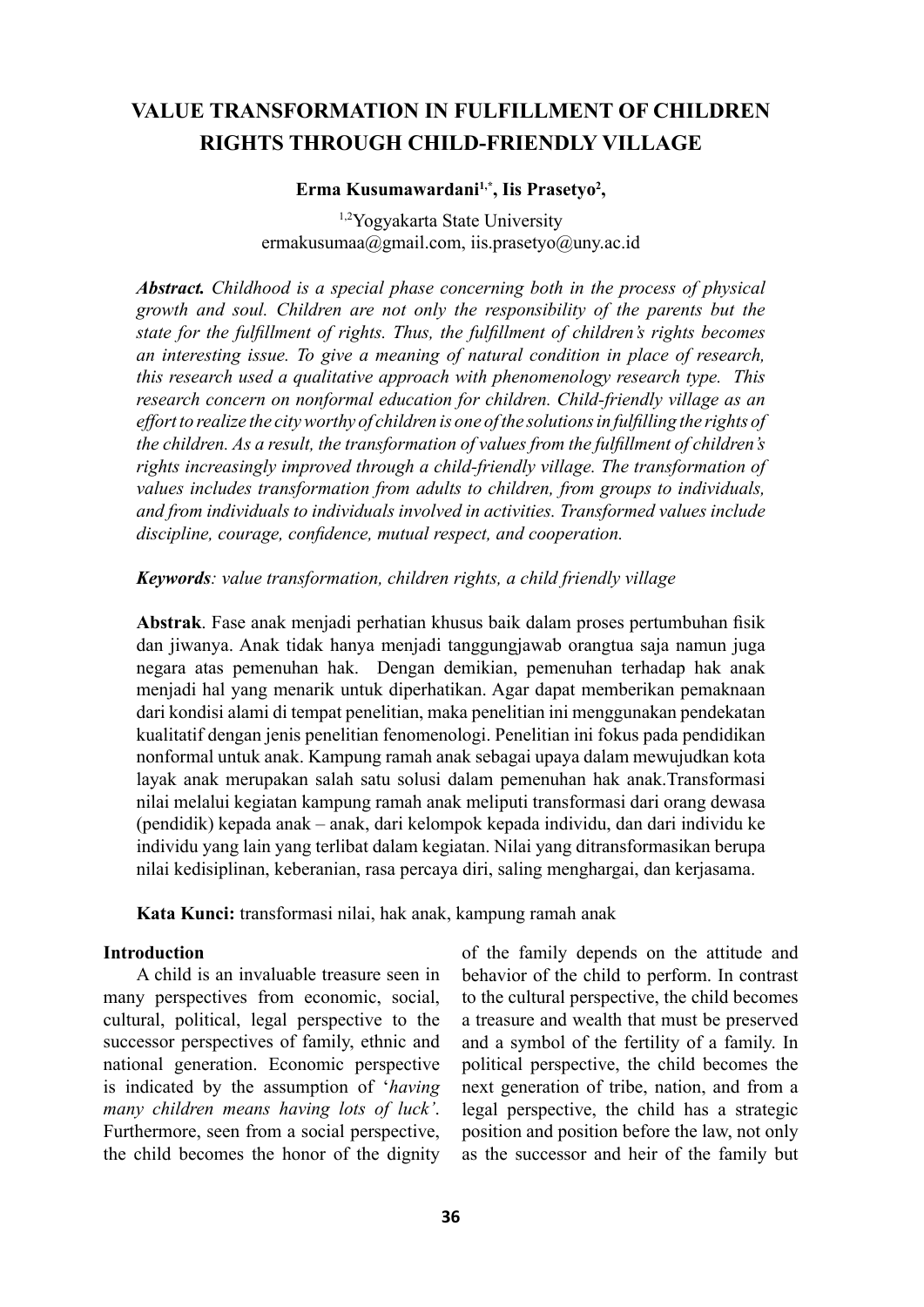# VALUE TRANSFORMATION IN FULFILLMENT OF CHILDREN RIGHTS THROUGH CHILD-FRIENDLY VILLAGE

**Erma Kusumawardani[1,*], Iis Prasetyo[2],**

[1,2]Yogyakarta State University
ermakusumaa@gmail.com, iis.prasetyo@uny.ac.id

***Abstract.*** *Childhood is a special phase concerning both in the process of physical growth and soul. Children are not only the responsibility of the parents but the state for the fulfillment of rights. Thus, the fulfillment of children's rights becomes an interesting issue. To give a meaning of natural condition in place of research, this research used a qualitative approach with phenomenology research type. This research concern on nonformal education for children. Child-friendly village as an effort to realize the city worthy of children is one of the solutions in fulfilling the rights of the children. As a result, the transformation of values from the fulfillment of children's rights increasingly improved through a child-friendly village. The transformation of values includes transformation from adults to children, from groups to individuals, and from individuals to individuals involved in activities. Transformed values include discipline, courage, confidence, mutual respect, and cooperation.*

***Keywords****: value transformation, children rights, a child friendly village*

**Abstrak**. Fase anak menjadi perhatian khusus baik dalam proses pertumbuhan fisik dan jiwanya. Anak tidak hanya menjadi tanggungjawab orangtua saja namun juga negara atas pemenuhan hak. Dengan demikian, pemenuhan terhadap hak anak menjadi hal yang menarik untuk diperhatikan. Agar dapat memberikan pemaknaan dari kondisi alami di tempat penelitian, maka penelitian ini menggunakan pendekatan kualitatif dengan jenis penelitian fenomenologi. Penelitian ini fokus pada pendidikan nonformal untuk anak. Kampung ramah anak sebagai upaya dalam mewujudkan kota layak anak merupakan salah satu solusi dalam pemenuhan hak anak.Transformasi nilai melalui kegiatan kampung ramah anak meliputi transformasi dari orang dewasa (pendidik) kepada anak – anak, dari kelompok kepada individu, dan dari individu ke individu yang lain yang terlibat dalam kegiatan. Nilai yang ditransformasikan berupa nilai kedisiplinan, keberanian, rasa percaya diri, saling menghargai, dan kerjasama.

**Kata Kunci:** transformasi nilai, hak anak, kampung ramah anak

## Introduction

A child is an invaluable treasure seen in many perspectives from economic, social, cultural, political, legal perspective to the successor perspectives of family, ethnic and national generation. Economic perspective is indicated by the assumption of '*having many children means having lots of luck'*. Furthermore, seen from a social perspective, the child becomes the honor of the dignity of the family depends on the attitude and behavior of the child to perform. In contrast to the cultural perspective, the child becomes a treasure and wealth that must be preserved and a symbol of the fertility of a family. In political perspective, the child becomes the next generation of tribe, nation, and from a legal perspective, the child has a strategic position and position before the law, not only as the successor and heir of the family but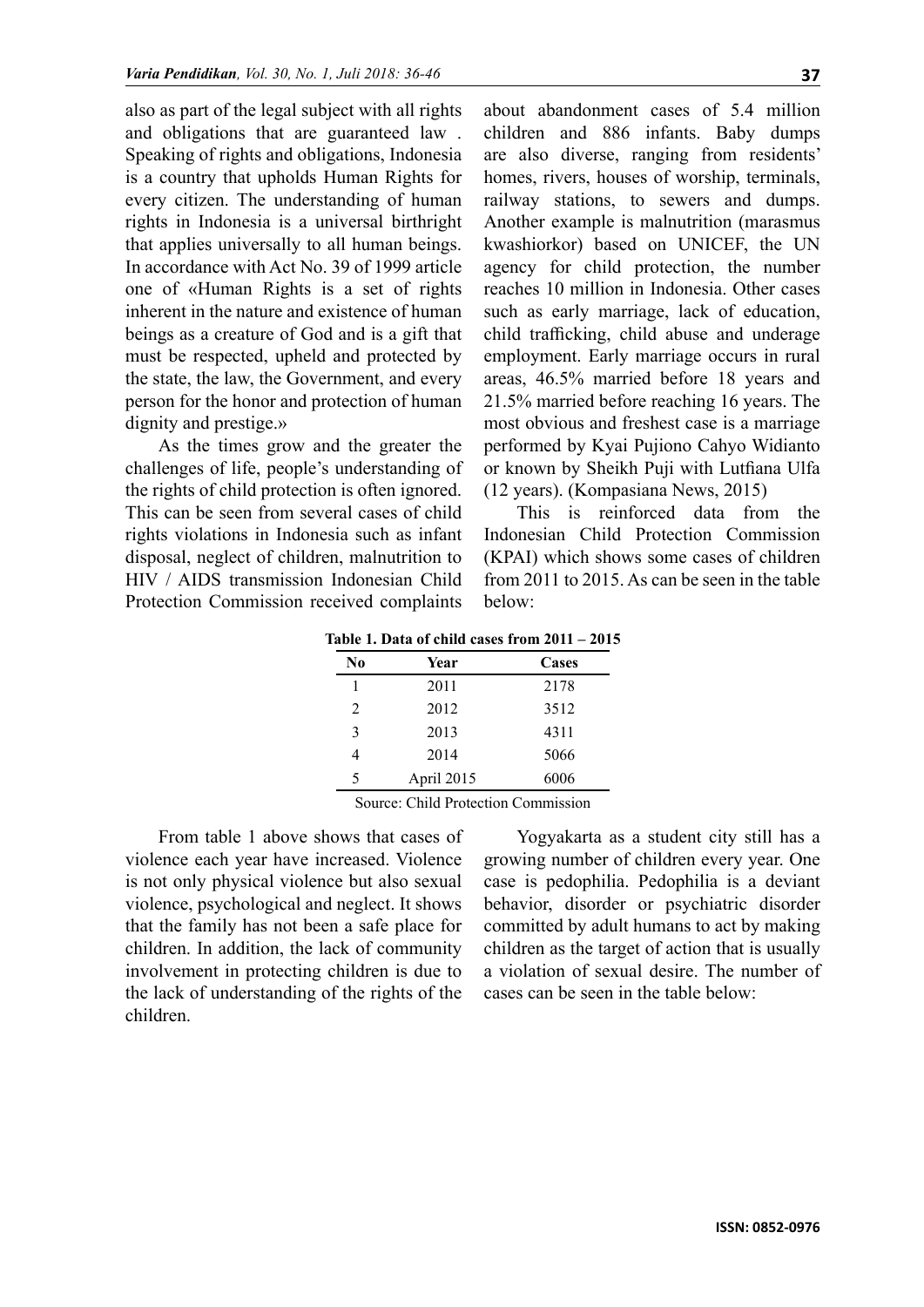also as part of the legal subject with all rights and obligations that are guaranteed law . Speaking of rights and obligations, Indonesia is a country that upholds Human Rights for every citizen. The understanding of human rights in Indonesia is a universal birthright that applies universally to all human beings. In accordance with Act No. 39 of 1999 article one of «Human Rights is a set of rights inherent in the nature and existence of human beings as a creature of God and is a gift that must be respected, upheld and protected by the state, the law, the Government, and every person for the honor and protection of human dignity and prestige.»

As the times grow and the greater the challenges of life, people's understanding of the rights of child protection is often ignored. This can be seen from several cases of child rights violations in Indonesia such as infant disposal, neglect of children, malnutrition to HIV / AIDS transmission Indonesian Child Protection Commission received complaints about abandonment cases of 5.4 million children and 886 infants. Baby dumps are also diverse, ranging from residents' homes, rivers, houses of worship, terminals, railway stations, to sewers and dumps. Another example is malnutrition (marasmus kwashiorkor) based on UNICEF, the UN agency for child protection, the number reaches 10 million in Indonesia. Other cases such as early marriage, lack of education, child trafficking, child abuse and underage employment. Early marriage occurs in rural areas, 46.5% married before 18 years and 21.5% married before reaching 16 years. The most obvious and freshest case is a marriage performed by Kyai Pujiono Cahyo Widianto or known by Sheikh Puji with Lutfiana Ulfa (12 years). (Kompasiana News, 2015)

This is reinforced data from the Indonesian Child Protection Commission (KPAI) which shows some cases of children from 2011 to 2015. As can be seen in the table below:

**Table 1. Data of child cases from 2011 – 2015**

| No | Year | Cases |
|---|---|---|
| 1 | 2011 | 2178 |
| 2 | 2012 | 3512 |
| 3 | 2013 | 4311 |
| 4 | 2014 | 5066 |
| 5 | April 2015 | 6006 |

Source: Child Protection Commission

From table 1 above shows that cases of violence each year have increased. Violence is not only physical violence but also sexual violence, psychological and neglect. It shows that the family has not been a safe place for children. In addition, the lack of community involvement in protecting children is due to the lack of understanding of the rights of the children.

Yogyakarta as a student city still has a growing number of children every year. One case is pedophilia. Pedophilia is a deviant behavior, disorder or psychiatric disorder committed by adult humans to act by making children as the target of action that is usually a violation of sexual desire. The number of cases can be seen in the table below: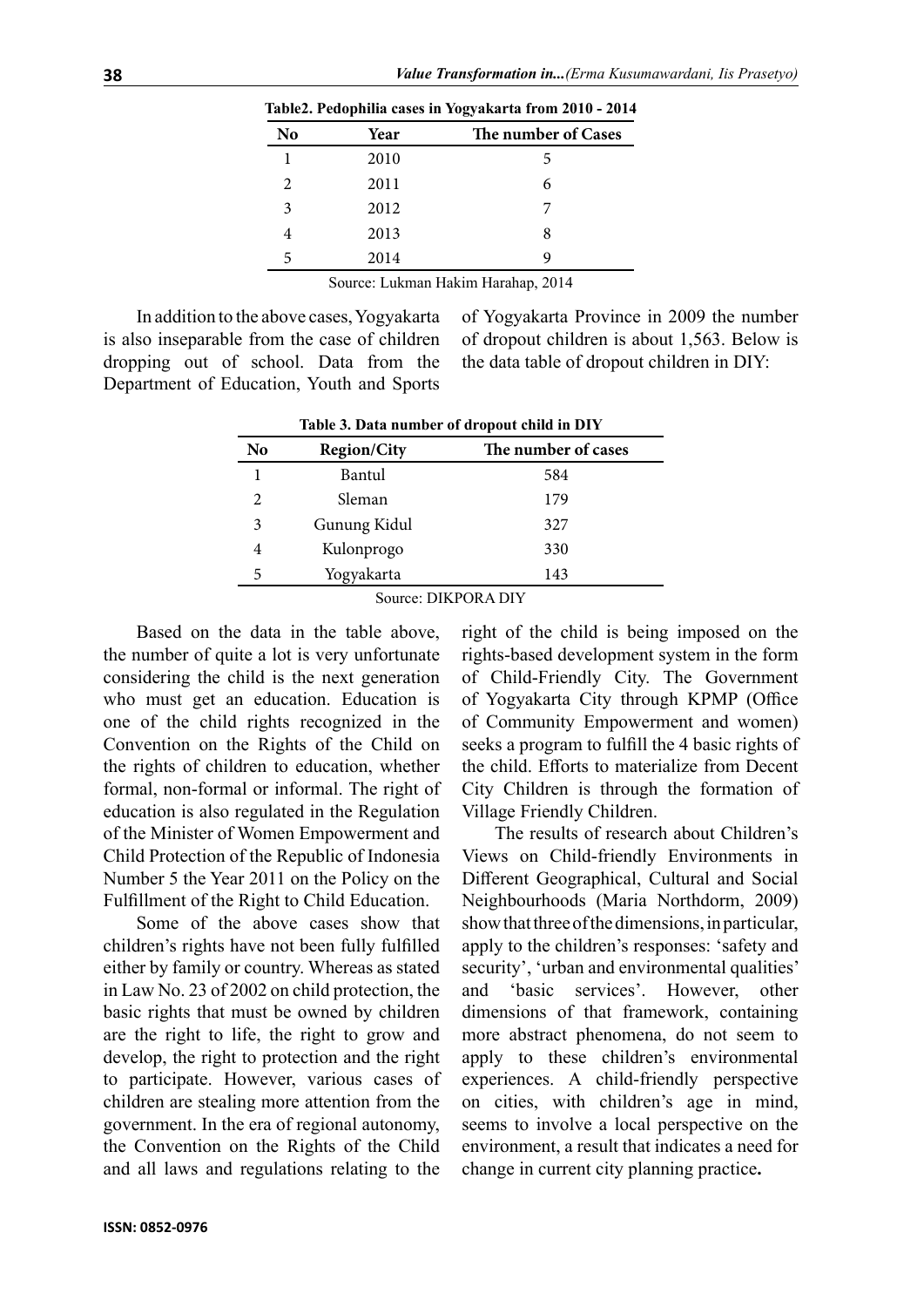**Table2. Pedophilia cases in Yogyakarta from 2010 - 2014**

| No | Year | The number of Cases |
|---|---|---|
| 1 | 2010 | 5 |
| 2 | 2011 | 6 |
| 3 | 2012 | 7 |
| 4 | 2013 | 8 |
| 5 | 2014 | 9 |

Source: Lukman Hakim Harahap, 2014

In addition to the above cases, Yogyakarta is also inseparable from the case of children dropping out of school. Data from the Department of Education, Youth and Sports of Yogyakarta Province in 2009 the number of dropout children is about 1,563. Below is the data table of dropout children in DIY:

**Table 3. Data number of dropout child in DIY**

| No | Region/City | The number of cases |
|---|---|---|
| 1 | Bantul | 584 |
| 2 | Sleman | 179 |
| 3 | Gunung Kidul | 327 |
| 4 | Kulonprogo | 330 |
| 5 | Yogyakarta | 143 |

Source: DIKPORA DIY

Based on the data in the table above, the number of quite a lot is very unfortunate considering the child is the next generation who must get an education. Education is one of the child rights recognized in the Convention on the Rights of the Child on the rights of children to education, whether formal, non-formal or informal. The right of education is also regulated in the Regulation of the Minister of Women Empowerment and Child Protection of the Republic of Indonesia Number 5 the Year 2011 on the Policy on the Fulfillment of the Right to Child Education.

Some of the above cases show that children's rights have not been fully fulfilled either by family or country. Whereas as stated in Law No. 23 of 2002 on child protection, the basic rights that must be owned by children are the right to life, the right to grow and develop, the right to protection and the right to participate. However, various cases of children are stealing more attention from the government. In the era of regional autonomy, the Convention on the Rights of the Child and all laws and regulations relating to the right of the child is being imposed on the rights-based development system in the form of Child-Friendly City. The Government of Yogyakarta City through KPMP (Office of Community Empowerment and women) seeks a program to fulfill the 4 basic rights of the child. Efforts to materialize from Decent City Children is through the formation of Village Friendly Children.

The results of research about Children's Views on Child-friendly Environments in Different Geographical, Cultural and Social Neighbourhoods (Maria Northdorm, 2009) show that three of the dimensions, in particular, apply to the children's responses: 'safety and security', 'urban and environmental qualities' and 'basic services'. However, other dimensions of that framework, containing more abstract phenomena, do not seem to apply to these children's environmental experiences. A child-friendly perspective on cities, with children's age in mind, seems to involve a local perspective on the environment, a result that indicates a need for change in current city planning practice**.**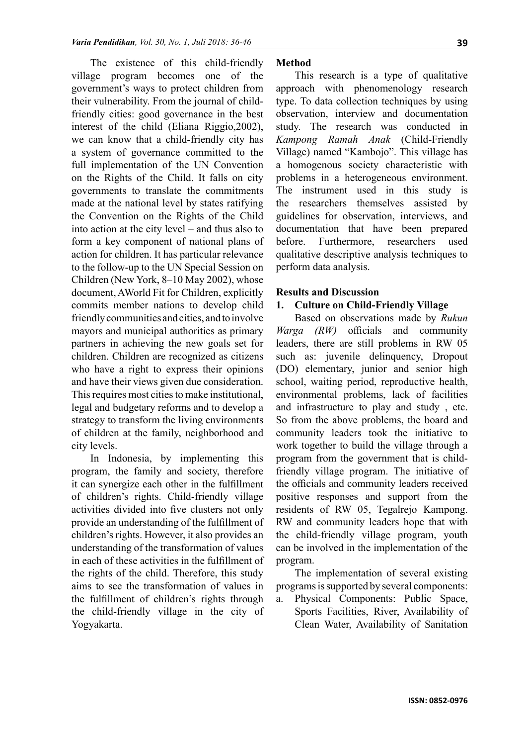The existence of this child-friendly village program becomes one of the government's ways to protect children from their vulnerability. From the journal of child-friendly cities: good governance in the best interest of the child (Eliana Riggio,2002), we can know that a child-friendly city has a system of governance committed to the full implementation of the UN Convention on the Rights of the Child. It falls on city governments to translate the commitments made at the national level by states ratifying the Convention on the Rights of the Child into action at the city level – and thus also to form a key component of national plans of action for children. It has particular relevance to the follow-up to the UN Special Session on Children (New York, 8–10 May 2002), whose document, AWorld Fit for Children, explicitly commits member nations to develop child friendly communities and cities, and to involve mayors and municipal authorities as primary partners in achieving the new goals set for children. Children are recognized as citizens who have a right to express their opinions and have their views given due consideration. This requires most cities to make institutional, legal and budgetary reforms and to develop a strategy to transform the living environments of children at the family, neighborhood and city levels.

In Indonesia, by implementing this program, the family and society, therefore it can synergize each other in the fulfillment of children's rights. Child-friendly village activities divided into five clusters not only provide an understanding of the fulfillment of children's rights. However, it also provides an understanding of the transformation of values in each of these activities in the fulfillment of the rights of the child. Therefore, this study aims to see the transformation of values in the fulfillment of children's rights through the child-friendly village in the city of Yogyakarta.

**Method**

This research is a type of qualitative approach with phenomenology research type. To data collection techniques by using observation, interview and documentation study. The research was conducted in *Kampong Ramah Anak* (Child-Friendly Village) named "Kambojo". This village has a homogenous society characteristic with problems in a heterogeneous environment. The instrument used in this study is the researchers themselves assisted by guidelines for observation, interviews, and documentation that have been prepared before. Furthermore, researchers used qualitative descriptive analysis techniques to perform data analysis.

**Results and Discussion**

**1. Culture on Child-Friendly Village**

Based on observations made by *Rukun Warga (RW)* officials and community leaders, there are still problems in RW 05 such as: juvenile delinquency, Dropout (DO) elementary, junior and senior high school, waiting period, reproductive health, environmental problems, lack of facilities and infrastructure to play and study , etc. So from the above problems, the board and community leaders took the initiative to work together to build the village through a program from the government that is child-friendly village program. The initiative of the officials and community leaders received positive responses and support from the residents of RW 05, Tegalrejo Kampong. RW and community leaders hope that with the child-friendly village program, youth can be involved in the implementation of the program.

The implementation of several existing programs is supported by several components:

a. Physical Components: Public Space, Sports Facilities, River, Availability of Clean Water, Availability of Sanitation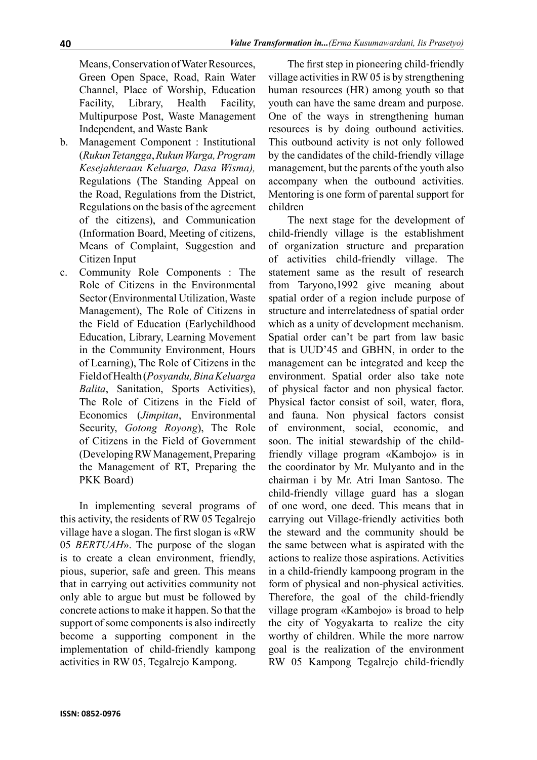Means, Conservation of Water Resources, Green Open Space, Road, Rain Water Channel, Place of Worship, Education Facility, Library, Health Facility, Multipurpose Post, Waste Management Independent, and Waste Bank

b. Management Component : Institutional (*Rukun Tetangga*, *Rukun Warga, Program Kesejahteraan Keluarga, Dasa Wisma),* Regulations (The Standing Appeal on the Road, Regulations from the District, Regulations on the basis of the agreement of the citizens), and Communication (Information Board, Meeting of citizens, Means of Complaint, Suggestion and Citizen Input

c. Community Role Components : The Role of Citizens in the Environmental Sector (Environmental Utilization, Waste Management), The Role of Citizens in the Field of Education (Earlychildhood Education, Library, Learning Movement in the Community Environment, Hours of Learning), The Role of Citizens in the Field of Health (*Posyandu, Bina Keluarga Balita*, Sanitation, Sports Activities), The Role of Citizens in the Field of Economics (*Jimpitan*, Environmental Security, *Gotong Royong*), The Role of Citizens in the Field of Government (Developing RW Management, Preparing the Management of RT, Preparing the PKK Board)

In implementing several programs of this activity, the residents of RW 05 Tegalrejo village have a slogan. The first slogan is «RW 05 *BERTUAH*». The purpose of the slogan is to create a clean environment, friendly, pious, superior, safe and green. This means that in carrying out activities community not only able to argue but must be followed by concrete actions to make it happen. So that the support of some components is also indirectly become a supporting component in the implementation of child-friendly kampong activities in RW 05, Tegalrejo Kampong.

The first step in pioneering child-friendly village activities in RW 05 is by strengthening human resources (HR) among youth so that youth can have the same dream and purpose. One of the ways in strengthening human resources is by doing outbound activities. This outbound activity is not only followed by the candidates of the child-friendly village management, but the parents of the youth also accompany when the outbound activities. Mentoring is one form of parental support for children

The next stage for the development of child-friendly village is the establishment of organization structure and preparation of activities child-friendly village. The statement same as the result of research from Taryono,1992 give meaning about spatial order of a region include purpose of structure and interrelatedness of spatial order which as a unity of development mechanism. Spatial order can't be part from law basic that is UUD'45 and GBHN, in order to the management can be integrated and keep the environment. Spatial order also take note of physical factor and non physical factor. Physical factor consist of soil, water, flora, and fauna. Non physical factors consist of environment, social, economic, and soon. The initial stewardship of the child-friendly village program «Kambojo» is in the coordinator by Mr. Mulyanto and in the chairman i by Mr. Atri Iman Santoso. The child-friendly village guard has a slogan of one word, one deed. This means that in carrying out Village-friendly activities both the steward and the community should be the same between what is aspirated with the actions to realize those aspirations. Activities in a child-friendly kampoong program in the form of physical and non-physical activities. Therefore, the goal of the child-friendly village program «Kambojo» is broad to help the city of Yogyakarta to realize the city worthy of children. While the more narrow goal is the realization of the environment RW 05 Kampong Tegalrejo child-friendly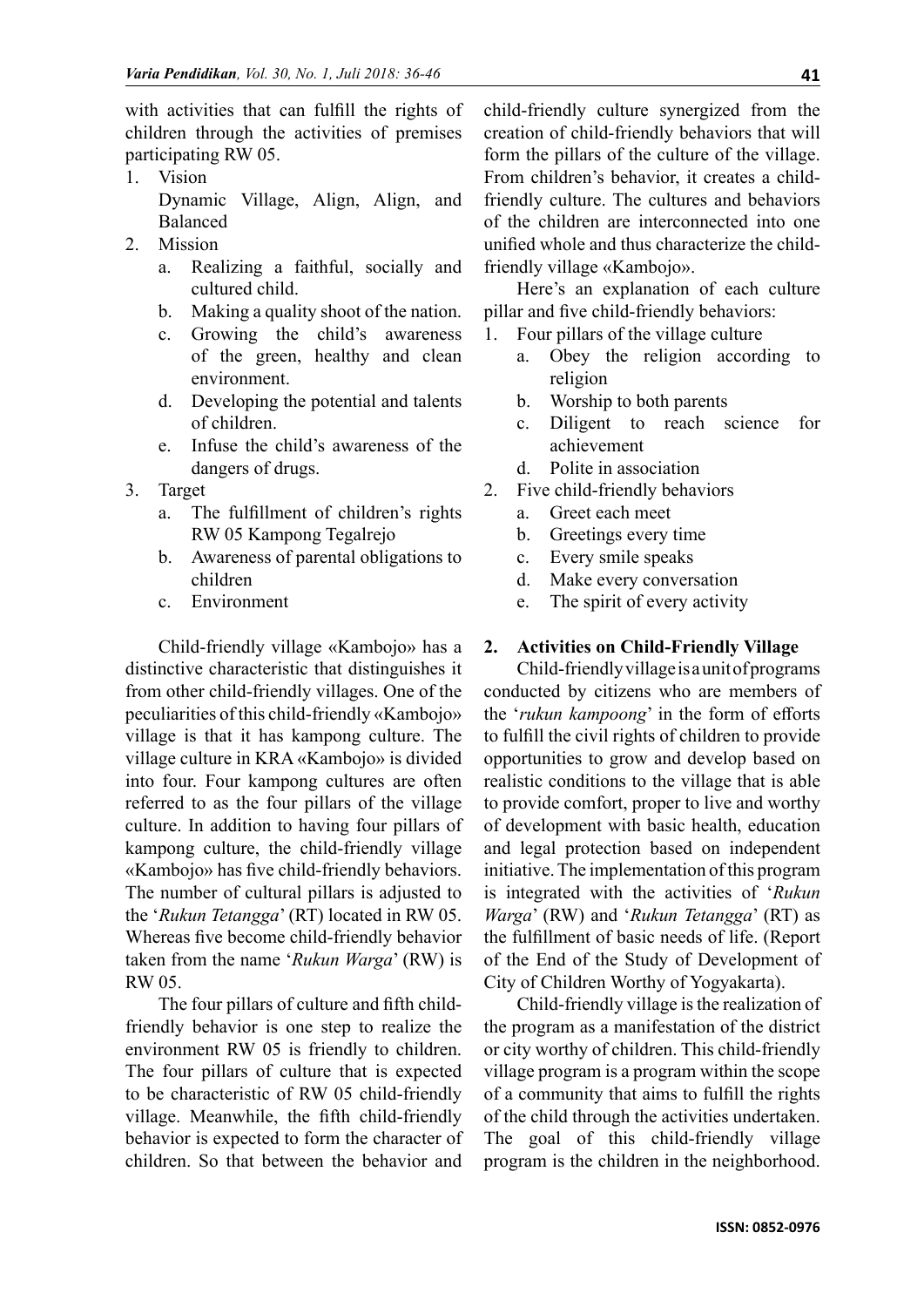with activities that can fulfill the rights of children through the activities of premises participating RW 05.

1. Vision

   Dynamic Village, Align, Align, and Balanced
2. Mission
   a. Realizing a faithful, socially and cultured child.
   b. Making a quality shoot of the nation.
   c. Growing the child's awareness of the green, healthy and clean environment.
   d. Developing the potential and talents of children.
   e. Infuse the child's awareness of the dangers of drugs.
3. Target
   a. The fulfillment of children's rights RW 05 Kampong Tegalrejo
   b. Awareness of parental obligations to children
   c. Environment

Child-friendly village «Kambojo» has a distinctive characteristic that distinguishes it from other child-friendly villages. One of the peculiarities of this child-friendly «Kambojo» village is that it has kampong culture. The village culture in KRA «Kambojo» is divided into four. Four kampong cultures are often referred to as the four pillars of the village culture. In addition to having four pillars of kampong culture, the child-friendly village «Kambojo» has five child-friendly behaviors. The number of cultural pillars is adjusted to the '*Rukun Tetangga*' (RT) located in RW 05. Whereas five become child-friendly behavior taken from the name '*Rukun Warga*' (RW) is RW 05.

The four pillars of culture and fifth child-friendly behavior is one step to realize the environment RW 05 is friendly to children. The four pillars of culture that is expected to be characteristic of RW 05 child-friendly village. Meanwhile, the fifth child-friendly behavior is expected to form the character of children. So that between the behavior and child-friendly culture synergized from the creation of child-friendly behaviors that will form the pillars of the culture of the village. From children's behavior, it creates a child-friendly culture. The cultures and behaviors of the children are interconnected into one unified whole and thus characterize the child-friendly village «Kambojo».

Here's an explanation of each culture pillar and five child-friendly behaviors:

1. Four pillars of the village culture
   a. Obey the religion according to religion
   b. Worship to both parents
   c. Diligent to reach science for achievement
   d. Polite in association
2. Five child-friendly behaviors
   a. Greet each meet
   b. Greetings every time
   c. Every smile speaks
   d. Make every conversation
   e. The spirit of every activity

## 2. Activities on Child-Friendly Village

Child-friendly village is a unit of programs conducted by citizens who are members of the '*rukun kampoong*' in the form of efforts to fulfill the civil rights of children to provide opportunities to grow and develop based on realistic conditions to the village that is able to provide comfort, proper to live and worthy of development with basic health, education and legal protection based on independent initiative. The implementation of this program is integrated with the activities of '*Rukun Warga*' (RW) and '*Rukun Tetangga*' (RT) as the fulfillment of basic needs of life. (Report of the End of the Study of Development of City of Children Worthy of Yogyakarta).

Child-friendly village is the realization of the program as a manifestation of the district or city worthy of children. This child-friendly village program is a program within the scope of a community that aims to fulfill the rights of the child through the activities undertaken. The goal of this child-friendly village program is the children in the neighborhood.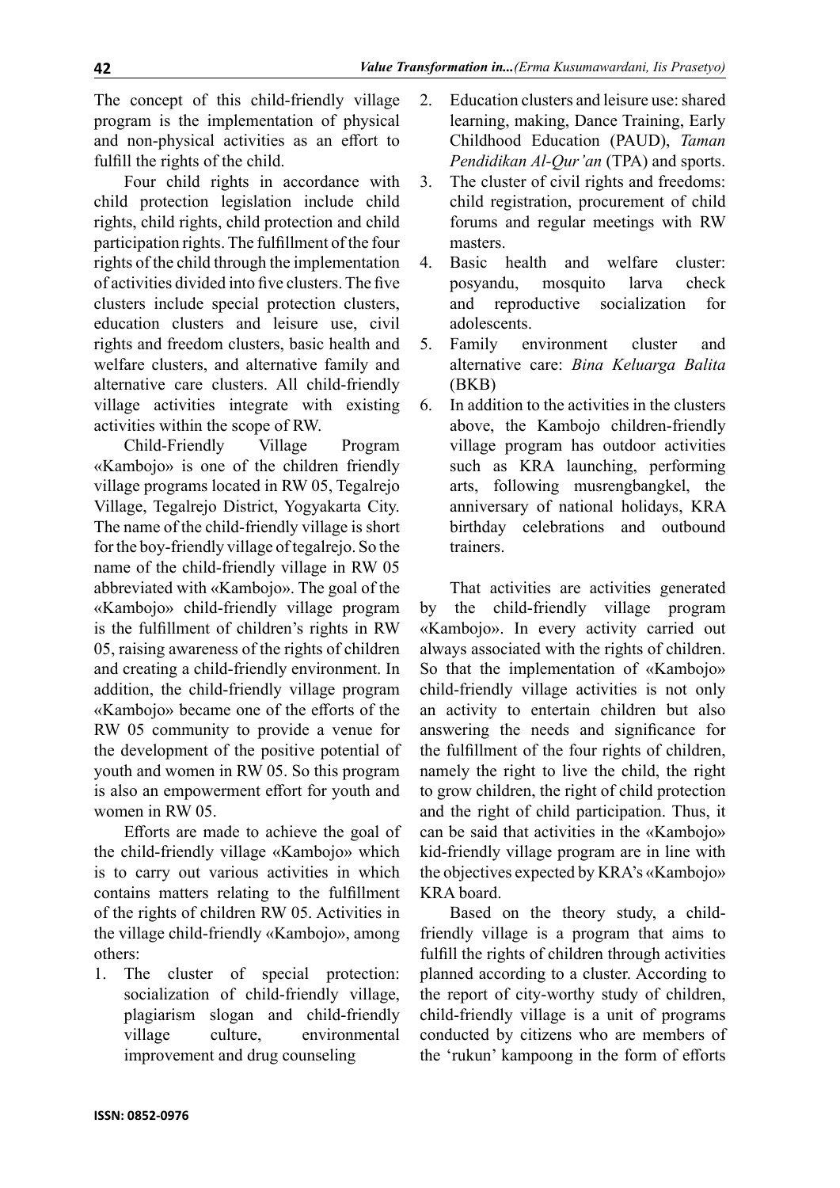The concept of this child-friendly village program is the implementation of physical and non-physical activities as an effort to fulfill the rights of the child.

Four child rights in accordance with child protection legislation include child rights, child rights, child protection and child participation rights. The fulfillment of the four rights of the child through the implementation of activities divided into five clusters. The five clusters include special protection clusters, education clusters and leisure use, civil rights and freedom clusters, basic health and welfare clusters, and alternative family and alternative care clusters. All child-friendly village activities integrate with existing activities within the scope of RW.

Child-Friendly Village Program «Kambojo» is one of the children friendly village programs located in RW 05, Tegalrejo Village, Tegalrejo District, Yogyakarta City. The name of the child-friendly village is short for the boy-friendly village of tegalrejo. So the name of the child-friendly village in RW 05 abbreviated with «Kambojo». The goal of the «Kambojo» child-friendly village program is the fulfillment of children's rights in RW 05, raising awareness of the rights of children and creating a child-friendly environment. In addition, the child-friendly village program «Kambojo» became one of the efforts of the RW 05 community to provide a venue for the development of the positive potential of youth and women in RW 05. So this program is also an empowerment effort for youth and women in RW 05.

Efforts are made to achieve the goal of the child-friendly village «Kambojo» which is to carry out various activities in which contains matters relating to the fulfillment of the rights of children RW 05. Activities in the village child-friendly «Kambojo», among others:

1. The cluster of special protection: socialization of child-friendly village, plagiarism slogan and child-friendly village culture, environmental improvement and drug counseling
2. Education clusters and leisure use: shared learning, making, Dance Training, Early Childhood Education (PAUD), *Taman Pendidikan Al-Qur'an* (TPA) and sports.
3. The cluster of civil rights and freedoms: child registration, procurement of child forums and regular meetings with RW masters.
4. Basic health and welfare cluster: posyandu, mosquito larva check and reproductive socialization for adolescents.
5. Family environment cluster and alternative care: *Bina Keluarga Balita* (BKB)
6. In addition to the activities in the clusters above, the Kambojo children-friendly village program has outdoor activities such as KRA launching, performing arts, following musrengbangkel, the anniversary of national holidays, KRA birthday celebrations and outbound trainers.

That activities are activities generated by the child-friendly village program «Kambojo». In every activity carried out always associated with the rights of children. So that the implementation of «Kambojo» child-friendly village activities is not only an activity to entertain children but also answering the needs and significance for the fulfillment of the four rights of children, namely the right to live the child, the right to grow children, the right of child protection and the right of child participation. Thus, it can be said that activities in the «Kambojo» kid-friendly village program are in line with the objectives expected by KRA's «Kambojo» KRA board.

Based on the theory study, a child-friendly village is a program that aims to fulfill the rights of children through activities planned according to a cluster. According to the report of city-worthy study of children, child-friendly village is a unit of programs conducted by citizens who are members of the 'rukun' kampoong in the form of efforts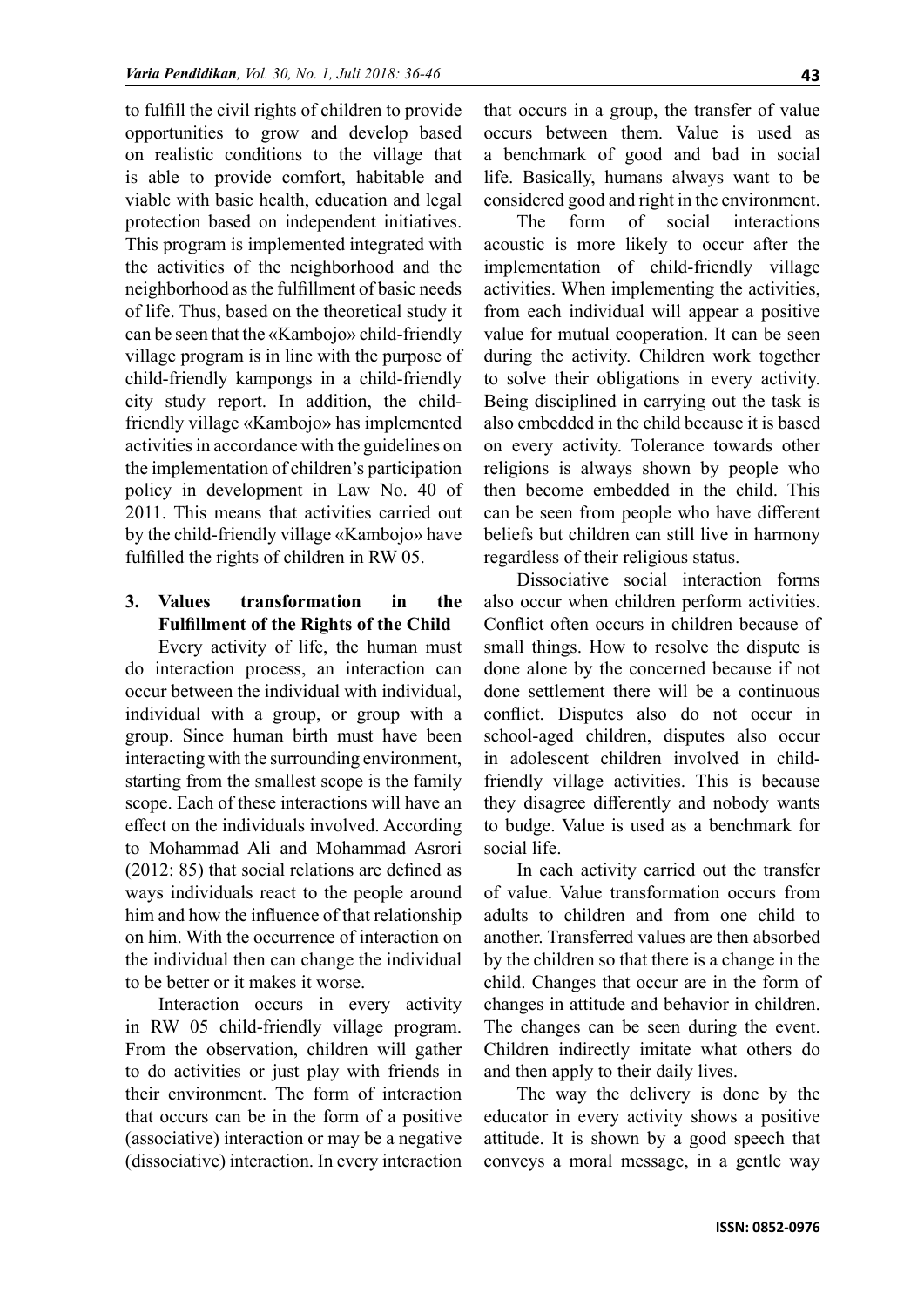to fulfill the civil rights of children to provide opportunities to grow and develop based on realistic conditions to the village that is able to provide comfort, habitable and viable with basic health, education and legal protection based on independent initiatives. This program is implemented integrated with the activities of the neighborhood and the neighborhood as the fulfillment of basic needs of life. Thus, based on the theoretical study it can be seen that the «Kambojo» child-friendly village program is in line with the purpose of child-friendly kampongs in a child-friendly city study report. In addition, the child-friendly village «Kambojo» has implemented activities in accordance with the guidelines on the implementation of children's participation policy in development in Law No. 40 of 2011. This means that activities carried out by the child-friendly village «Kambojo» have fulfilled the rights of children in RW 05.

### 3. Values transformation in the Fulfillment of the Rights of the Child

Every activity of life, the human must do interaction process, an interaction can occur between the individual with individual, individual with a group, or group with a group. Since human birth must have been interacting with the surrounding environment, starting from the smallest scope is the family scope. Each of these interactions will have an effect on the individuals involved. According to Mohammad Ali and Mohammad Asrori (2012: 85) that social relations are defined as ways individuals react to the people around him and how the influence of that relationship on him. With the occurrence of interaction on the individual then can change the individual to be better or it makes it worse.

Interaction occurs in every activity in RW 05 child-friendly village program. From the observation, children will gather to do activities or just play with friends in their environment. The form of interaction that occurs can be in the form of a positive (associative) interaction or may be a negative (dissociative) interaction. In every interaction that occurs in a group, the transfer of value occurs between them. Value is used as a benchmark of good and bad in social life. Basically, humans always want to be considered good and right in the environment.

The form of social interactions acoustic is more likely to occur after the implementation of child-friendly village activities. When implementing the activities, from each individual will appear a positive value for mutual cooperation. It can be seen during the activity. Children work together to solve their obligations in every activity. Being disciplined in carrying out the task is also embedded in the child because it is based on every activity. Tolerance towards other religions is always shown by people who then become embedded in the child. This can be seen from people who have different beliefs but children can still live in harmony regardless of their religious status.

Dissociative social interaction forms also occur when children perform activities. Conflict often occurs in children because of small things. How to resolve the dispute is done alone by the concerned because if not done settlement there will be a continuous conflict. Disputes also do not occur in school-aged children, disputes also occur in adolescent children involved in child-friendly village activities. This is because they disagree differently and nobody wants to budge. Value is used as a benchmark for social life.

In each activity carried out the transfer of value. Value transformation occurs from adults to children and from one child to another. Transferred values are then absorbed by the children so that there is a change in the child. Changes that occur are in the form of changes in attitude and behavior in children. The changes can be seen during the event. Children indirectly imitate what others do and then apply to their daily lives.

The way the delivery is done by the educator in every activity shows a positive attitude. It is shown by a good speech that conveys a moral message, in a gentle way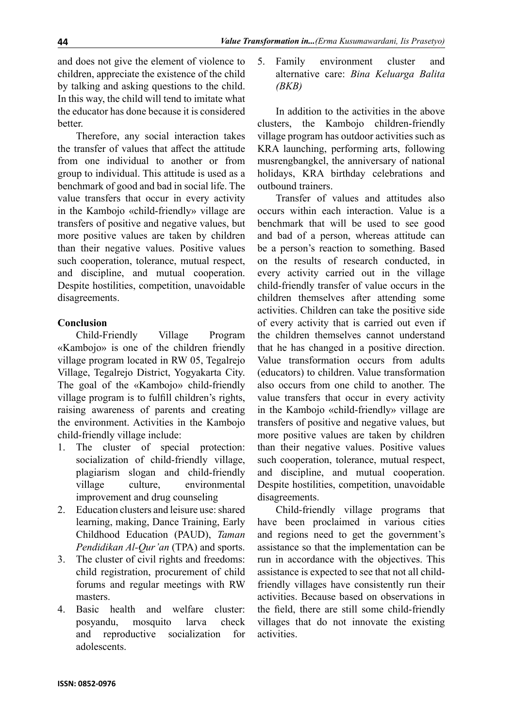and does not give the element of violence to children, appreciate the existence of the child by talking and asking questions to the child. In this way, the child will tend to imitate what the educator has done because it is considered better.

Therefore, any social interaction takes the transfer of values that affect the attitude from one individual to another or from group to individual. This attitude is used as a benchmark of good and bad in social life. The value transfers that occur in every activity in the Kambojo «child-friendly» village are transfers of positive and negative values, but more positive values are taken by children than their negative values. Positive values such cooperation, tolerance, mutual respect, and discipline, and mutual cooperation. Despite hostilities, competition, unavoidable disagreements.

## Conclusion

Child-Friendly Village Program «Kambojo» is one of the children friendly village program located in RW 05, Tegalrejo Village, Tegalrejo District, Yogyakarta City. The goal of the «Kambojo» child-friendly village program is to fulfill children's rights, raising awareness of parents and creating the environment. Activities in the Kambojo child-friendly village include:

1. The cluster of special protection: socialization of child-friendly village, plagiarism slogan and child-friendly village culture, environmental improvement and drug counseling
2. Education clusters and leisure use: shared learning, making, Dance Training, Early Childhood Education (PAUD), *Taman Pendidikan Al-Qur'an* (TPA) and sports.
3. The cluster of civil rights and freedoms: child registration, procurement of child forums and regular meetings with RW masters.
4. Basic health and welfare cluster: posyandu, mosquito larva check and reproductive socialization for adolescents.
5. Family environment cluster and alternative care: *Bina Keluarga Balita (BKB)*

In addition to the activities in the above clusters, the Kambojo children-friendly village program has outdoor activities such as KRA launching, performing arts, following musrengbangkel, the anniversary of national holidays, KRA birthday celebrations and outbound trainers.

Transfer of values and attitudes also occurs within each interaction. Value is a benchmark that will be used to see good and bad of a person, whereas attitude can be a person's reaction to something. Based on the results of research conducted, in every activity carried out in the village child-friendly transfer of value occurs in the children themselves after attending some activities. Children can take the positive side of every activity that is carried out even if the children themselves cannot understand that he has changed in a positive direction. Value transformation occurs from adults (educators) to children. Value transformation also occurs from one child to another. The value transfers that occur in every activity in the Kambojo «child-friendly» village are transfers of positive and negative values, but more positive values are taken by children than their negative values. Positive values such cooperation, tolerance, mutual respect, and discipline, and mutual cooperation. Despite hostilities, competition, unavoidable disagreements.

Child-friendly village programs that have been proclaimed in various cities and regions need to get the government's assistance so that the implementation can be run in accordance with the objectives. This assistance is expected to see that not all child-friendly villages have consistently run their activities. Because based on observations in the field, there are still some child-friendly villages that do not innovate the existing activities.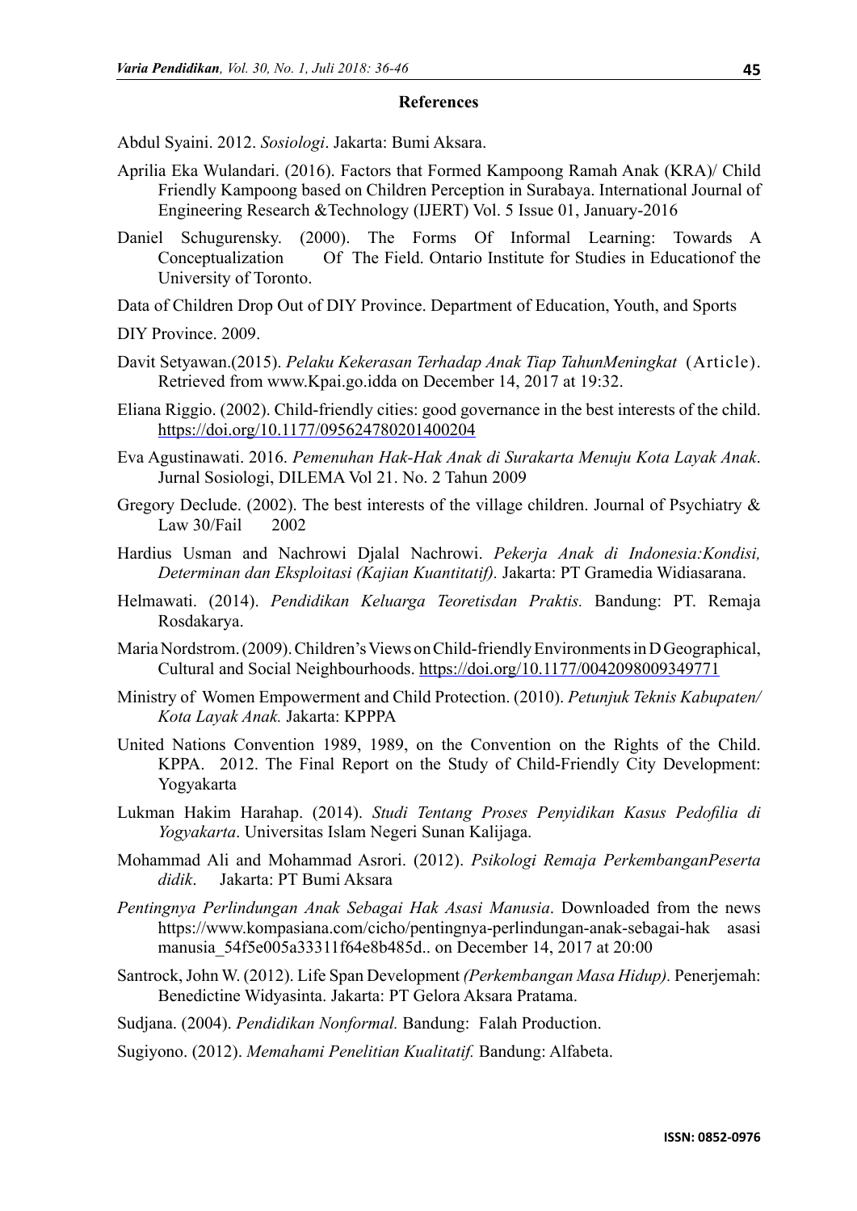## References

Abdul Syaini. 2012. *Sosiologi*. Jakarta: Bumi Aksara.

Aprilia Eka Wulandari. (2016). Factors that Formed Kampoong Ramah Anak (KRA)/ Child Friendly Kampoong based on Children Perception in Surabaya. International Journal of Engineering Research &Technology (IJERT) Vol. 5 Issue 01, January-2016

Daniel Schugurensky. (2000). The Forms Of Informal Learning: Towards A Conceptualization Of The Field. Ontario Institute for Studies in Educationof the University of Toronto.

Data of Children Drop Out of DIY Province. Department of Education, Youth, and Sports

DIY Province. 2009.

Davit Setyawan.(2015). *Pelaku Kekerasan Terhadap Anak Tiap TahunMeningkat* (Article). Retrieved from www.Kpai.go.idda on December 14, 2017 at 19:32.

Eliana Riggio. (2002). Child-friendly cities: good governance in the best interests of the child. https://doi.org/10.1177/095624780201400204

Eva Agustinawati. 2016. *Pemenuhan Hak-Hak Anak di Surakarta Menuju Kota Layak Anak*. Jurnal Sosiologi, DILEMA Vol 21. No. 2 Tahun 2009

Gregory Declude. (2002). The best interests of the village children. Journal of Psychiatry & Law 30/Fail 2002

Hardius Usman and Nachrowi Djalal Nachrowi. *Pekerja Anak di Indonesia:Kondisi, Determinan dan Eksploitasi (Kajian Kuantitatif).* Jakarta: PT Gramedia Widiasarana.

Helmawati. (2014). *Pendidikan Keluarga Teoretisdan Praktis.* Bandung: PT. Remaja Rosdakarya.

Maria Nordstrom. (2009). Children's Views on Child-friendly Environments in D Geographical, Cultural and Social Neighbourhoods. https://doi.org/10.1177/0042098009349771

Ministry of Women Empowerment and Child Protection. (2010). *Petunjuk Teknis Kabupaten/ Kota Layak Anak.* Jakarta: KPPPA

United Nations Convention 1989, 1989, on the Convention on the Rights of the Child. KPPA. 2012. The Final Report on the Study of Child-Friendly City Development: Yogyakarta

Lukman Hakim Harahap. (2014). *Studi Tentang Proses Penyidikan Kasus Pedofilia di Yogyakarta*. Universitas Islam Negeri Sunan Kalijaga.

Mohammad Ali and Mohammad Asrori. (2012). *Psikologi Remaja PerkembanganPeserta didik*. Jakarta: PT Bumi Aksara

*Pentingnya Perlindungan Anak Sebagai Hak Asasi Manusia*. Downloaded from the news https://www.kompasiana.com/cicho/pentingnya-perlindungan-anak-sebagai-hak asasi manusia_54f5e005a33311f64e8b485d.. on December 14, 2017 at 20:00

Santrock, John W. (2012). Life Span Development *(Perkembangan Masa Hidup)*. Penerjemah: Benedictine Widyasinta. Jakarta: PT Gelora Aksara Pratama.

Sudjana. (2004). *Pendidikan Nonformal.* Bandung: Falah Production.

Sugiyono. (2012). *Memahami Penelitian Kualitatif.* Bandung: Alfabeta.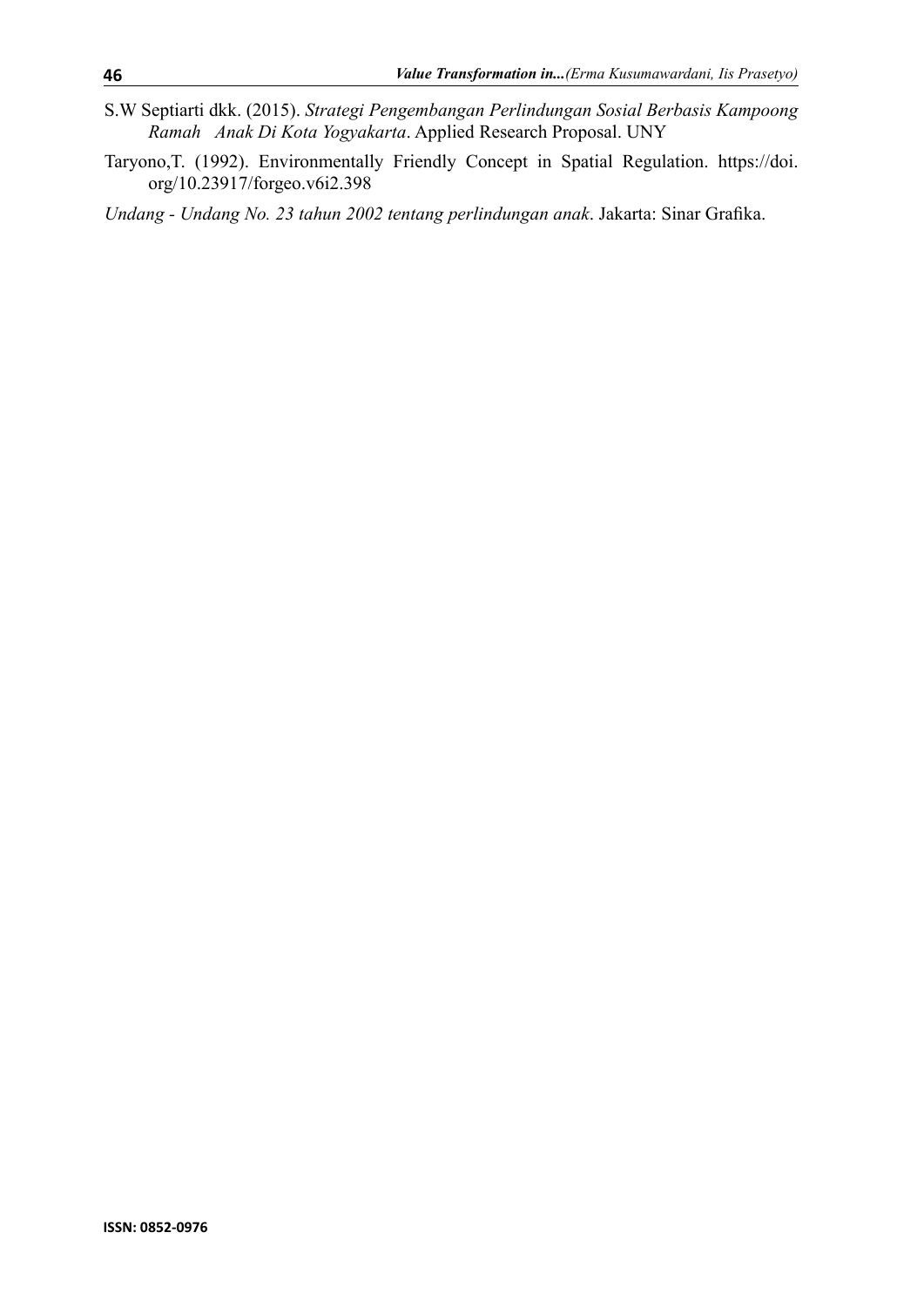S.W Septiarti dkk. (2015). *Strategi Pengembangan Perlindungan Sosial Berbasis Kampoong Ramah Anak Di Kota Yogyakarta*. Applied Research Proposal. UNY

Taryono,T. (1992). Environmentally Friendly Concept in Spatial Regulation. https://doi.org/10.23917/forgeo.v6i2.398

*Undang - Undang No. 23 tahun 2002 tentang perlindungan anak*. Jakarta: Sinar Grafika.